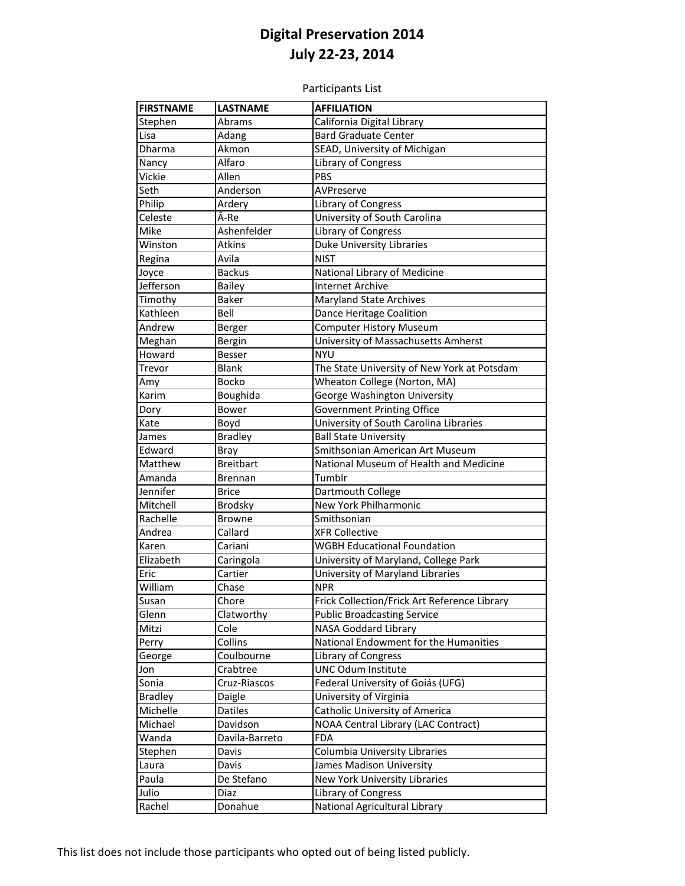# Digital Preservation 2014
## July 22-23, 2014

Participants List

| FIRSTNAME | LASTNAME | AFFILIATION |
|---|---|---|
| Stephen | Abrams | California Digital Library |
| Lisa | Adang | Bard Graduate Center |
| Dharma | Akmon | SEAD, University of Michigan |
| Nancy | Alfaro | Library of Congress |
| Vickie | Allen | PBS |
| Seth | Anderson | AVPreserve |
| Philip | Ardery | Library of Congress |
| Celeste | Â-Re | University of South Carolina |
| Mike | Ashenfelder | Library of Congress |
| Winston | Atkins | Duke University Libraries |
| Regina | Avila | NIST |
| Joyce | Backus | National Library of Medicine |
| Jefferson | Bailey | Internet Archive |
| Timothy | Baker | Maryland State Archives |
| Kathleen | Bell | Dance Heritage Coalition |
| Andrew | Berger | Computer History Museum |
| Meghan | Bergin | University of Massachusetts Amherst |
| Howard | Besser | NYU |
| Trevor | Blank | The State University of New York at Potsdam |
| Amy | Bocko | Wheaton College (Norton, MA) |
| Karim | Boughida | George Washington University |
| Dory | Bower | Government Printing Office |
| Kate | Boyd | University of South Carolina Libraries |
| James | Bradley | Ball State University |
| Edward | Bray | Smithsonian American Art Museum |
| Matthew | Breitbart | National Museum of Health and Medicine |
| Amanda | Brennan | Tumblr |
| Jennifer | Brice | Dartmouth College |
| Mitchell | Brodsky | New York Philharmonic |
| Rachelle | Browne | Smithsonian |
| Andrea | Callard | XFR Collective |
| Karen | Cariani | WGBH Educational Foundation |
| Elizabeth | Caringola | University of Maryland, College Park |
| Eric | Cartier | University of Maryland Libraries |
| William | Chase | NPR |
| Susan | Chore | Frick Collection/Frick Art Reference Library |
| Glenn | Clatworthy | Public Broadcasting Service |
| Mitzi | Cole | NASA Goddard Library |
| Perry | Collins | National Endowment for the Humanities |
| George | Coulbourne | Library of Congress |
| Jon | Crabtree | UNC Odum Institute |
| Sonia | Cruz-Riascos | Federal University of Goiás (UFG) |
| Bradley | Daigle | University of Virginia |
| Michelle | Datiles | Catholic University of America |
| Michael | Davidson | NOAA Central Library (LAC Contract) |
| Wanda | Davila-Barreto | FDA |
| Stephen | Davis | Columbia University Libraries |
| Laura | Davis | James Madison University |
| Paula | De Stefano | New York University Libraries |
| Julio | Diaz | Library of Congress |
| Rachel | Donahue | National Agricultural Library |

This list does not include those participants who opted out of being listed publicly.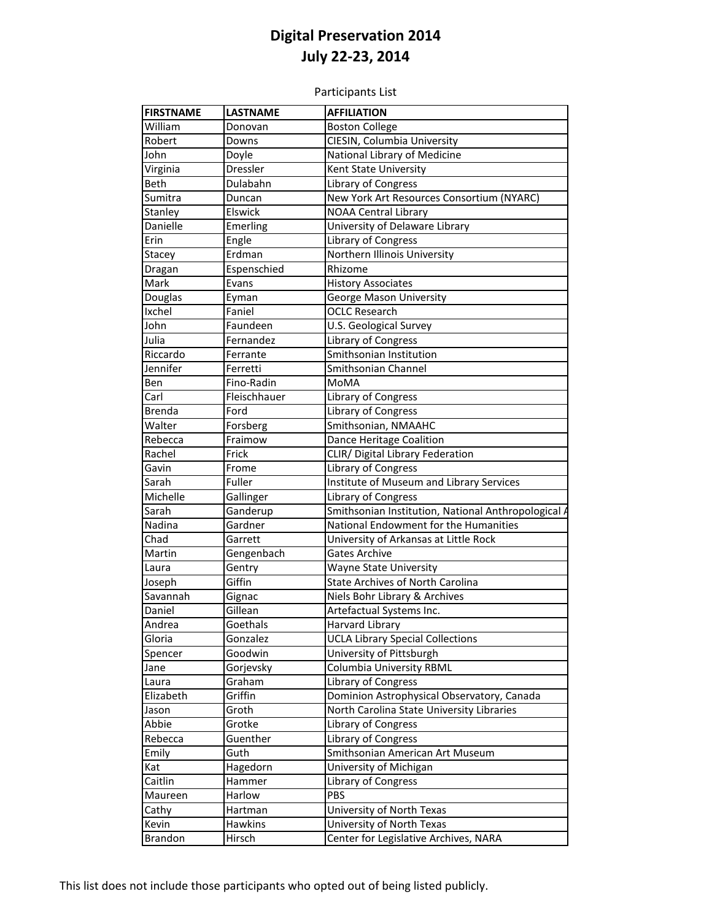# Digital Preservation 2014
# July 22-23, 2014

Participants List

| FIRSTNAME | LASTNAME | AFFILIATION |
|---|---|---|
| William | Donovan | Boston College |
| Robert | Downs | CIESIN, Columbia University |
| John | Doyle | National Library of Medicine |
| Virginia | Dressler | Kent State University |
| Beth | Dulabahn | Library of Congress |
| Sumitra | Duncan | New York Art Resources Consortium (NYARC) |
| Stanley | Elswick | NOAA Central Library |
| Danielle | Emerling | University of Delaware Library |
| Erin | Engle | Library of Congress |
| Stacey | Erdman | Northern Illinois University |
| Dragan | Espenschied | Rhizome |
| Mark | Evans | History Associates |
| Douglas | Eyman | George Mason University |
| Ixchel | Faniel | OCLC Research |
| John | Faundeen | U.S. Geological Survey |
| Julia | Fernandez | Library of Congress |
| Riccardo | Ferrante | Smithsonian Institution |
| Jennifer | Ferretti | Smithsonian Channel |
| Ben | Fino-Radin | MoMA |
| Carl | Fleischhauer | Library of Congress |
| Brenda | Ford | Library of Congress |
| Walter | Forsberg | Smithsonian, NMAAHC |
| Rebecca | Fraimow | Dance Heritage Coalition |
| Rachel | Frick | CLIR/ Digital Library Federation |
| Gavin | Frome | Library of Congress |
| Sarah | Fuller | Institute of Museum and Library Services |
| Michelle | Gallinger | Library of Congress |
| Sarah | Ganderup | Smithsonian Institution, National Anthropological A |
| Nadina | Gardner | National Endowment for the Humanities |
| Chad | Garrett | University of Arkansas at Little Rock |
| Martin | Gengenbach | Gates Archive |
| Laura | Gentry | Wayne State University |
| Joseph | Giffin | State Archives of North Carolina |
| Savannah | Gignac | Niels Bohr Library & Archives |
| Daniel | Gillean | Artefactual Systems Inc. |
| Andrea | Goethals | Harvard Library |
| Gloria | Gonzalez | UCLA Library Special Collections |
| Spencer | Goodwin | University of Pittsburgh |
| Jane | Gorjevsky | Columbia University RBML |
| Laura | Graham | Library of Congress |
| Elizabeth | Griffin | Dominion Astrophysical Observatory, Canada |
| Jason | Groth | North Carolina State University Libraries |
| Abbie | Grotke | Library of Congress |
| Rebecca | Guenther | Library of Congress |
| Emily | Guth | Smithsonian American Art Museum |
| Kat | Hagedorn | University of Michigan |
| Caitlin | Hammer | Library of Congress |
| Maureen | Harlow | PBS |
| Cathy | Hartman | University of North Texas |
| Kevin | Hawkins | University of North Texas |
| Brandon | Hirsch | Center for Legislative Archives, NARA |

This list does not include those participants who opted out of being listed publicly.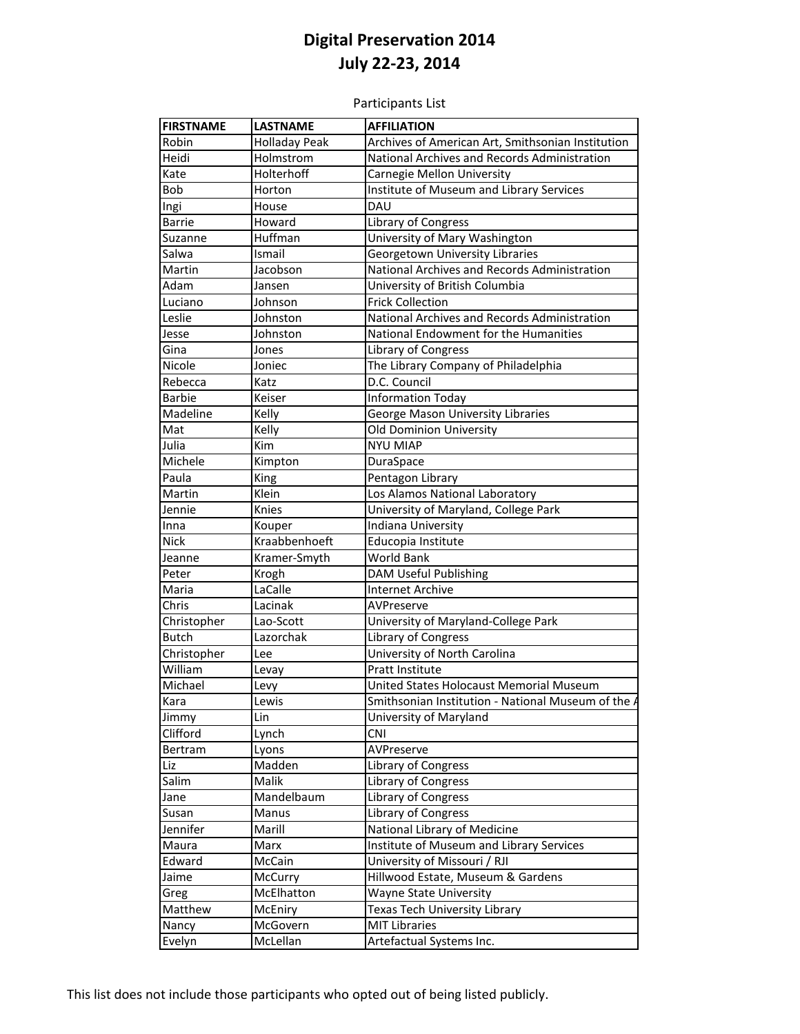# Digital Preservation 2014
# July 22-23, 2014

Participants List

| FIRSTNAME | LASTNAME | AFFILIATION |
|---|---|---|
| Robin | Holladay Peak | Archives of American Art, Smithsonian Institution |
| Heidi | Holmstrom | National Archives and Records Administration |
| Kate | Holterhoff | Carnegie Mellon University |
| Bob | Horton | Institute of Museum and Library Services |
| Ingi | House | DAU |
| Barrie | Howard | Library of Congress |
| Suzanne | Huffman | University of Mary Washington |
| Salwa | Ismail | Georgetown University Libraries |
| Martin | Jacobson | National Archives and Records Administration |
| Adam | Jansen | University of British Columbia |
| Luciano | Johnson | Frick Collection |
| Leslie | Johnston | National Archives and Records Administration |
| Jesse | Johnston | National Endowment for the Humanities |
| Gina | Jones | Library of Congress |
| Nicole | Joniec | The Library Company of Philadelphia |
| Rebecca | Katz | D.C. Council |
| Barbie | Keiser | Information Today |
| Madeline | Kelly | George Mason University Libraries |
| Mat | Kelly | Old Dominion University |
| Julia | Kim | NYU MIAP |
| Michele | Kimpton | DuraSpace |
| Paula | King | Pentagon Library |
| Martin | Klein | Los Alamos National Laboratory |
| Jennie | Knies | University of Maryland, College Park |
| Inna | Kouper | Indiana University |
| Nick | Kraabbenhoeft | Educopia Institute |
| Jeanne | Kramer-Smyth | World Bank |
| Peter | Krogh | DAM Useful Publishing |
| Maria | LaCalle | Internet Archive |
| Chris | Lacinak | AVPreserve |
| Christopher | Lao-Scott | University of Maryland-College Park |
| Butch | Lazorchak | Library of Congress |
| Christopher | Lee | University of North Carolina |
| William | Levay | Pratt Institute |
| Michael | Levy | United States Holocaust Memorial Museum |
| Kara | Lewis | Smithsonian Institution - National Museum of the A |
| Jimmy | Lin | University of Maryland |
| Clifford | Lynch | CNI |
| Bertram | Lyons | AVPreserve |
| Liz | Madden | Library of Congress |
| Salim | Malik | Library of Congress |
| Jane | Mandelbaum | Library of Congress |
| Susan | Manus | Library of Congress |
| Jennifer | Marill | National Library of Medicine |
| Maura | Marx | Institute of Museum and Library Services |
| Edward | McCain | University of Missouri / RJI |
| Jaime | McCurry | Hillwood Estate, Museum & Gardens |
| Greg | McElhatton | Wayne State University |
| Matthew | McEniry | Texas Tech University Library |
| Nancy | McGovern | MIT Libraries |
| Evelyn | McLellan | Artefactual Systems Inc. |

This list does not include those participants who opted out of being listed publicly.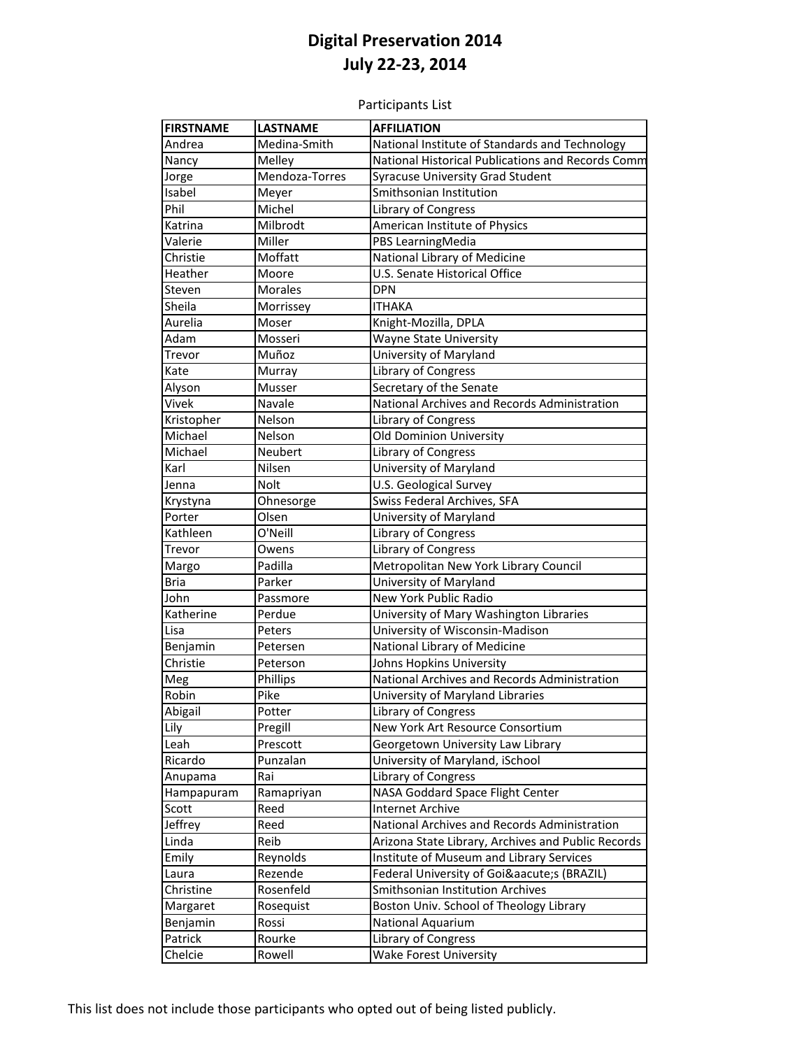# Digital Preservation 2014
# July 22-23, 2014

Participants List

| FIRSTNAME | LASTNAME | AFFILIATION |
|---|---|---|
| Andrea | Medina-Smith | National Institute of Standards and Technology |
| Nancy | Melley | National Historical Publications and Records Comm |
| Jorge | Mendoza-Torres | Syracuse University Grad Student |
| Isabel | Meyer | Smithsonian Institution |
| Phil | Michel | Library of Congress |
| Katrina | Milbrodt | American Institute of Physics |
| Valerie | Miller | PBS LearningMedia |
| Christie | Moffatt | National Library of Medicine |
| Heather | Moore | U.S. Senate Historical Office |
| Steven | Morales | DPN |
| Sheila | Morrissey | ITHAKA |
| Aurelia | Moser | Knight-Mozilla, DPLA |
| Adam | Mosseri | Wayne State University |
| Trevor | Muñoz | University of Maryland |
| Kate | Murray | Library of Congress |
| Alyson | Musser | Secretary of the Senate |
| Vivek | Navale | National Archives and Records Administration |
| Kristopher | Nelson | Library of Congress |
| Michael | Nelson | Old Dominion University |
| Michael | Neubert | Library of Congress |
| Karl | Nilsen | University of Maryland |
| Jenna | Nolt | U.S. Geological Survey |
| Krystyna | Ohnesorge | Swiss Federal Archives, SFA |
| Porter | Olsen | University of Maryland |
| Kathleen | O'Neill | Library of Congress |
| Trevor | Owens | Library of Congress |
| Margo | Padilla | Metropolitan New York Library Council |
| Bria | Parker | University of Maryland |
| John | Passmore | New York Public Radio |
| Katherine | Perdue | University of Mary Washington Libraries |
| Lisa | Peters | University of Wisconsin-Madison |
| Benjamin | Petersen | National Library of Medicine |
| Christie | Peterson | Johns Hopkins University |
| Meg | Phillips | National Archives and Records Administration |
| Robin | Pike | University of Maryland Libraries |
| Abigail | Potter | Library of Congress |
| Lily | Pregill | New York Art Resource Consortium |
| Leah | Prescott | Georgetown University Law Library |
| Ricardo | Punzalan | University of Maryland, iSchool |
| Anupama | Rai | Library of Congress |
| Hampapuram | Ramapriyan | NASA Goddard Space Flight Center |
| Scott | Reed | Internet Archive |
| Jeffrey | Reed | National Archives and Records Administration |
| Linda | Reib | Arizona State Library, Archives and Public Records |
| Emily | Reynolds | Institute of Museum and Library Services |
| Laura | Rezende | Federal University of Goi&aacute;s (BRAZIL) |
| Christine | Rosenfeld | Smithsonian Institution Archives |
| Margaret | Rosequist | Boston Univ. School of Theology Library |
| Benjamin | Rossi | National Aquarium |
| Patrick | Rourke | Library of Congress |
| Chelcie | Rowell | Wake Forest University |

This list does not include those participants who opted out of being listed publicly.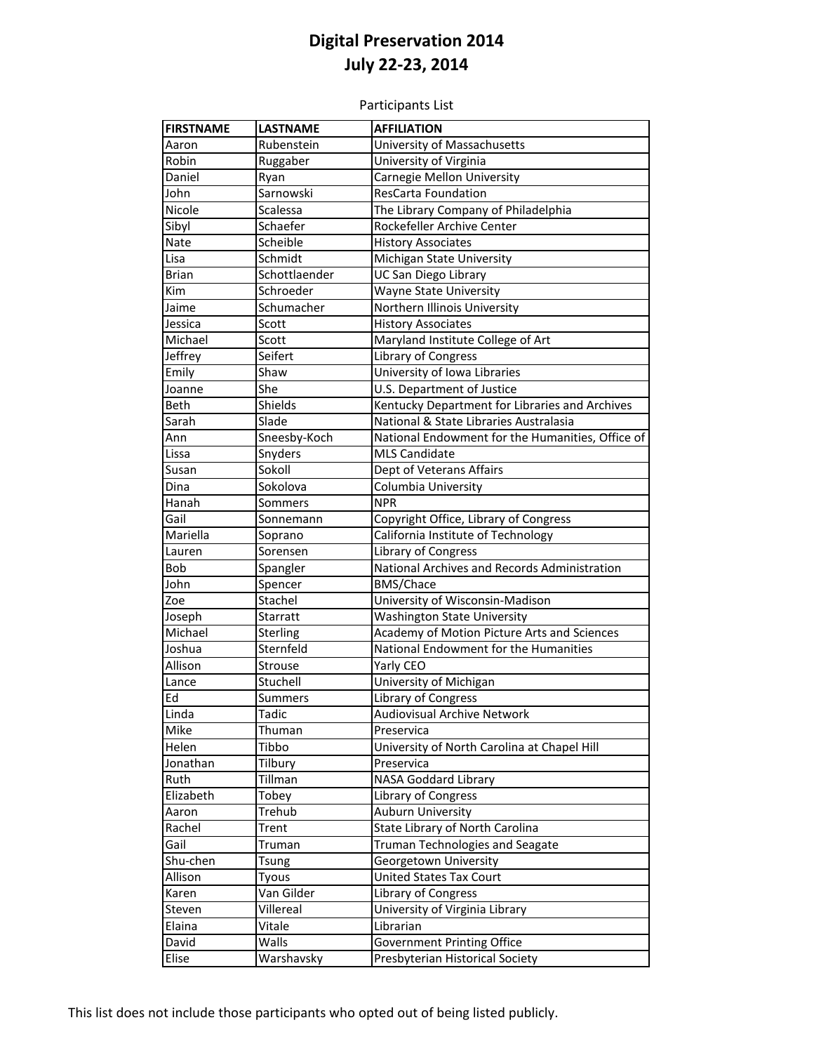# Digital Preservation 2014
# July 22-23, 2014

Participants List

| FIRSTNAME | LASTNAME | AFFILIATION |
| --- | --- | --- |
| Aaron | Rubenstein | University of Massachusetts |
| Robin | Ruggaber | University of Virginia |
| Daniel | Ryan | Carnegie Mellon University |
| John | Sarnowski | ResCarta Foundation |
| Nicole | Scalessa | The Library Company of Philadelphia |
| Sibyl | Schaefer | Rockefeller Archive Center |
| Nate | Scheible | History Associates |
| Lisa | Schmidt | Michigan State University |
| Brian | Schottlaender | UC San Diego Library |
| Kim | Schroeder | Wayne State University |
| Jaime | Schumacher | Northern Illinois University |
| Jessica | Scott | History Associates |
| Michael | Scott | Maryland Institute College of Art |
| Jeffrey | Seifert | Library of Congress |
| Emily | Shaw | University of Iowa Libraries |
| Joanne | She | U.S. Department of Justice |
| Beth | Shields | Kentucky Department for Libraries and Archives |
| Sarah | Slade | National & State Libraries Australasia |
| Ann | Sneesby-Koch | National Endowment for the Humanities, Office of |
| Lissa | Snyders | MLS Candidate |
| Susan | Sokoll | Dept of Veterans Affairs |
| Dina | Sokolova | Columbia University |
| Hanah | Sommers | NPR |
| Gail | Sonnemann | Copyright Office, Library of Congress |
| Mariella | Soprano | California Institute of Technology |
| Lauren | Sorensen | Library of Congress |
| Bob | Spangler | National Archives and Records Administration |
| John | Spencer | BMS/Chace |
| Zoe | Stachel | University of Wisconsin-Madison |
| Joseph | Starratt | Washington State University |
| Michael | Sterling | Academy of Motion Picture Arts and Sciences |
| Joshua | Sternfeld | National Endowment for the Humanities |
| Allison | Strouse | Yarly CEO |
| Lance | Stuchell | University of Michigan |
| Ed | Summers | Library of Congress |
| Linda | Tadic | Audiovisual Archive Network |
| Mike | Thuman | Preservica |
| Helen | Tibbo | University of North Carolina at Chapel Hill |
| Jonathan | Tilbury | Preservica |
| Ruth | Tillman | NASA Goddard Library |
| Elizabeth | Tobey | Library of Congress |
| Aaron | Trehub | Auburn University |
| Rachel | Trent | State Library of North Carolina |
| Gail | Truman | Truman Technologies and Seagate |
| Shu-chen | Tsung | Georgetown University |
| Allison | Tyous | United States Tax Court |
| Karen | Van Gilder | Library of Congress |
| Steven | Villereal | University of Virginia Library |
| Elaina | Vitale | Librarian |
| David | Walls | Government Printing Office |
| Elise | Warshavsky | Presbyterian Historical Society |

This list does not include those participants who opted out of being listed publicly.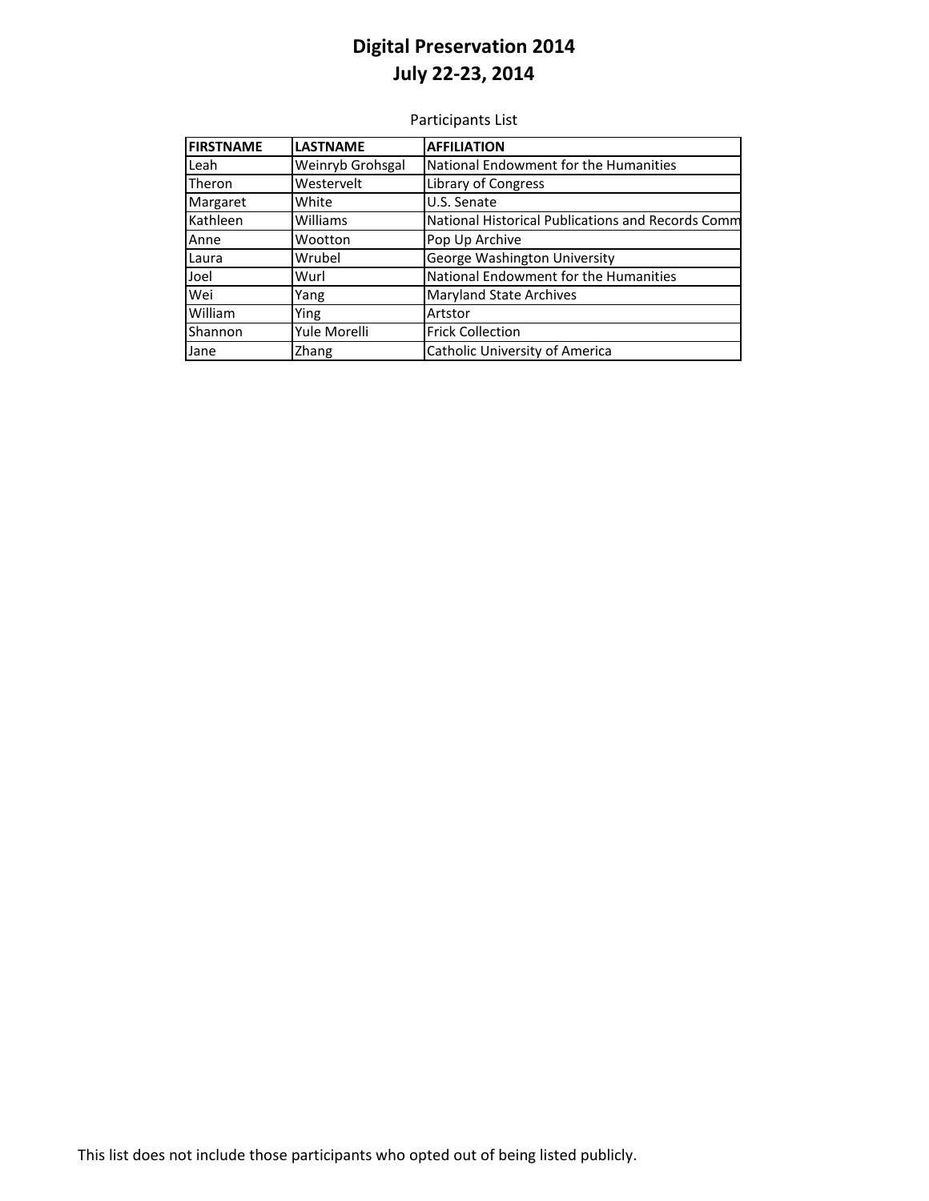# Digital Preservation 2014
# July 22-23, 2014

Participants List

| FIRSTNAME | LASTNAME | AFFILIATION |
|---|---|---|
| Leah | Weinryb Grohsgal | National Endowment for the Humanities |
| Theron | Westervelt | Library of Congress |
| Margaret | White | U.S. Senate |
| Kathleen | Williams | National Historical Publications and Records Comm |
| Anne | Wootton | Pop Up Archive |
| Laura | Wrubel | George Washington University |
| Joel | Wurl | National Endowment for the Humanities |
| Wei | Yang | Maryland State Archives |
| William | Ying | Artstor |
| Shannon | Yule Morelli | Frick Collection |
| Jane | Zhang | Catholic University of America |

This list does not include those participants who opted out of being listed publicly.